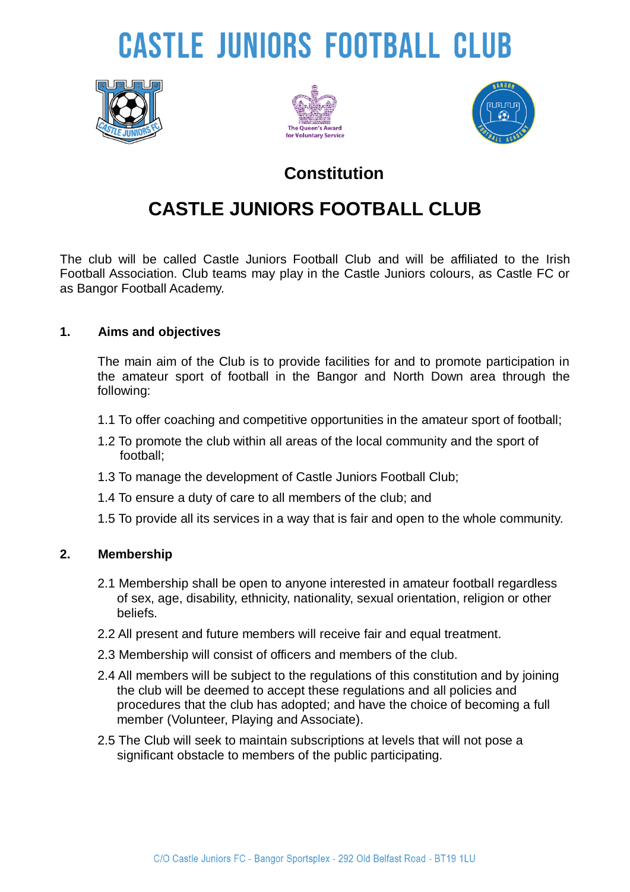# CASTLE JUNIORS FOOTBALL CLUB

## Constitution

## CASTLE JUNIORS FOOTBALL CLUB

The club will be called Castle Juniors Football Club and will be affiliated to the Irish Football Association. Club teams may play in the Castle Juniors colours, as Castle FC or as Bangor Football Academy.

### 1. Aims and objectives

The main aim of the Club is to provide facilities for and to promote participation in the amateur sport of football in the Bangor and North Down area through the following:

1.1 To offer coaching and competitive opportunities in the amateur sport of football;

1.2 To promote the club within all areas of the local community and the sport of football;

1.3 To manage the development of Castle Juniors Football Club;

1.4 To ensure a duty of care to all members of the club; and

1.5 To provide all its services in a way that is fair and open to the whole community.

### 2. Membership

2.1 Membership shall be open to anyone interested in amateur football regardless of sex, age, disability, ethnicity, nationality, sexual orientation, religion or other beliefs.

2.2 All present and future members will receive fair and equal treatment.

2.3 Membership will consist of officers and members of the club.

2.4 All members will be subject to the regulations of this constitution and by joining the club will be deemed to accept these regulations and all policies and procedures that the club has adopted; and have the choice of becoming a full member (Volunteer, Playing and Associate).

2.5 The Club will seek to maintain subscriptions at levels that will not pose a significant obstacle to members of the public participating.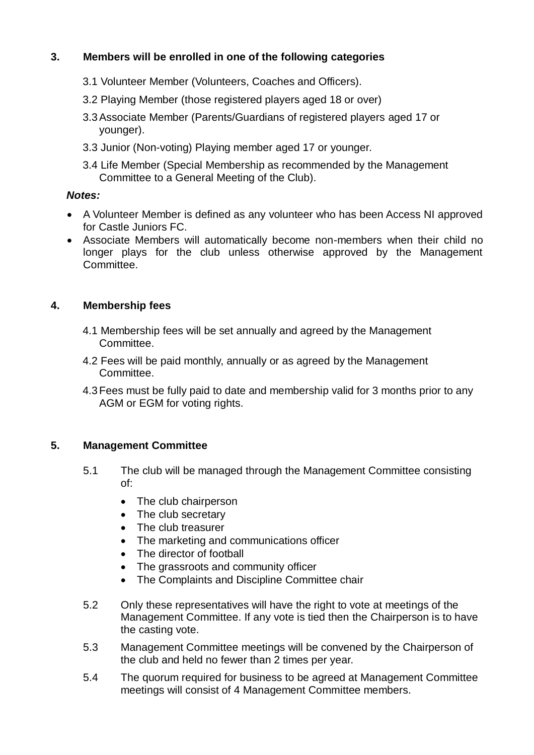## 3. Members will be enrolled in one of the following categories

3.1 Volunteer Member (Volunteers, Coaches and Officers).

3.2 Playing Member (those registered players aged 18 or over)

3.3 Associate Member (Parents/Guardians of registered players aged 17 or younger).

3.3 Junior (Non-voting) Playing member aged 17 or younger.

3.4 Life Member (Special Membership as recommended by the Management Committee to a General Meeting of the Club).

***Notes:***

- A Volunteer Member is defined as any volunteer who has been Access NI approved for Castle Juniors FC.
- Associate Members will automatically become non-members when their child no longer plays for the club unless otherwise approved by the Management Committee.

## 4. Membership fees

4.1 Membership fees will be set annually and agreed by the Management Committee.

4.2 Fees will be paid monthly, annually or as agreed by the Management Committee.

4.3 Fees must be fully paid to date and membership valid for 3 months prior to any AGM or EGM for voting rights.

## 5. Management Committee

5.1 The club will be managed through the Management Committee consisting of:

- The club chairperson
- The club secretary
- The club treasurer
- The marketing and communications officer
- The director of football
- The grassroots and community officer
- The Complaints and Discipline Committee chair

5.2 Only these representatives will have the right to vote at meetings of the Management Committee. If any vote is tied then the Chairperson is to have the casting vote.

5.3 Management Committee meetings will be convened by the Chairperson of the club and held no fewer than 2 times per year.

5.4 The quorum required for business to be agreed at Management Committee meetings will consist of 4 Management Committee members.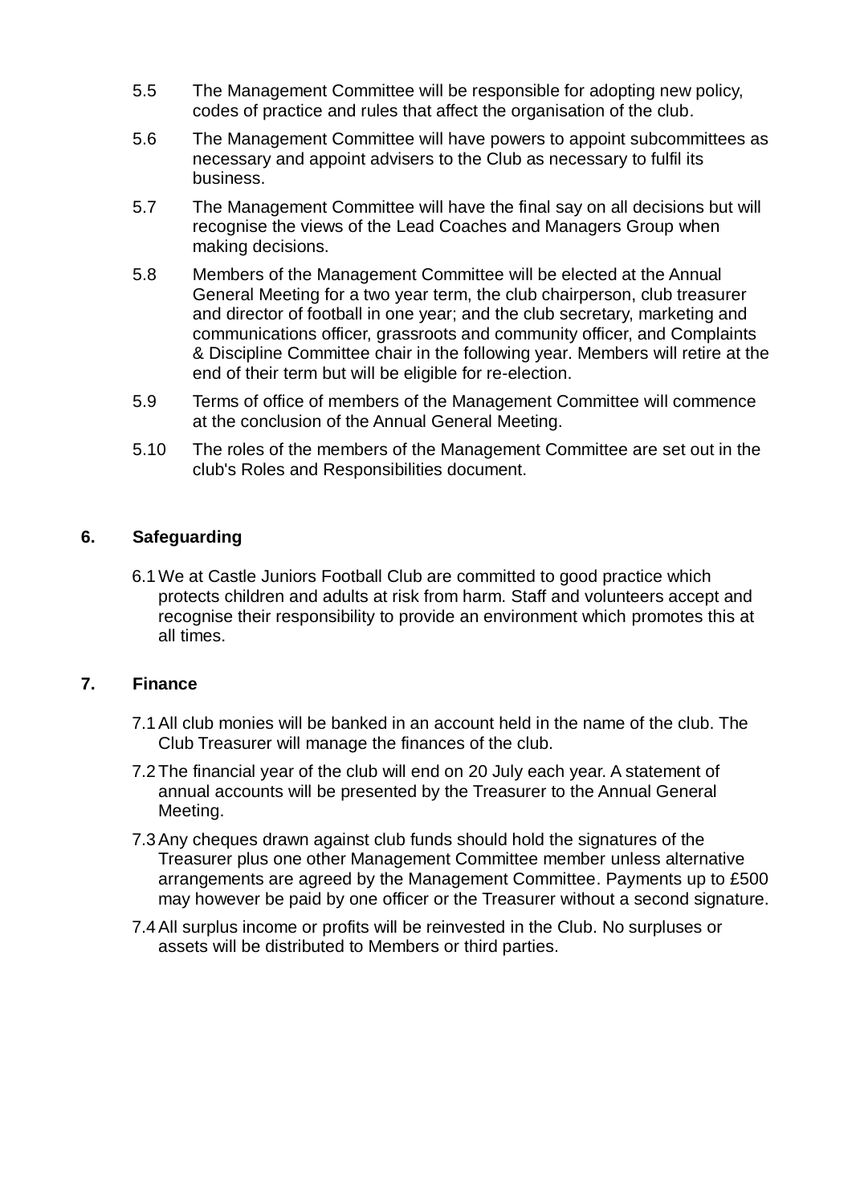5.5 The Management Committee will be responsible for adopting new policy, codes of practice and rules that affect the organisation of the club.

5.6 The Management Committee will have powers to appoint subcommittees as necessary and appoint advisers to the Club as necessary to fulfil its business.

5.7 The Management Committee will have the final say on all decisions but will recognise the views of the Lead Coaches and Managers Group when making decisions.

5.8 Members of the Management Committee will be elected at the Annual General Meeting for a two year term, the club chairperson, club treasurer and director of football in one year; and the club secretary, marketing and communications officer, grassroots and community officer, and Complaints & Discipline Committee chair in the following year. Members will retire at the end of their term but will be eligible for re-election.

5.9 Terms of office of members of the Management Committee will commence at the conclusion of the Annual General Meeting.

5.10 The roles of the members of the Management Committee are set out in the club's Roles and Responsibilities document.

## 6. Safeguarding

6.1 We at Castle Juniors Football Club are committed to good practice which protects children and adults at risk from harm. Staff and volunteers accept and recognise their responsibility to provide an environment which promotes this at all times.

## 7. Finance

7.1 All club monies will be banked in an account held in the name of the club. The Club Treasurer will manage the finances of the club.

7.2 The financial year of the club will end on 20 July each year. A statement of annual accounts will be presented by the Treasurer to the Annual General Meeting.

7.3 Any cheques drawn against club funds should hold the signatures of the Treasurer plus one other Management Committee member unless alternative arrangements are agreed by the Management Committee. Payments up to £500 may however be paid by one officer or the Treasurer without a second signature.

7.4 All surplus income or profits will be reinvested in the Club. No surpluses or assets will be distributed to Members or third parties.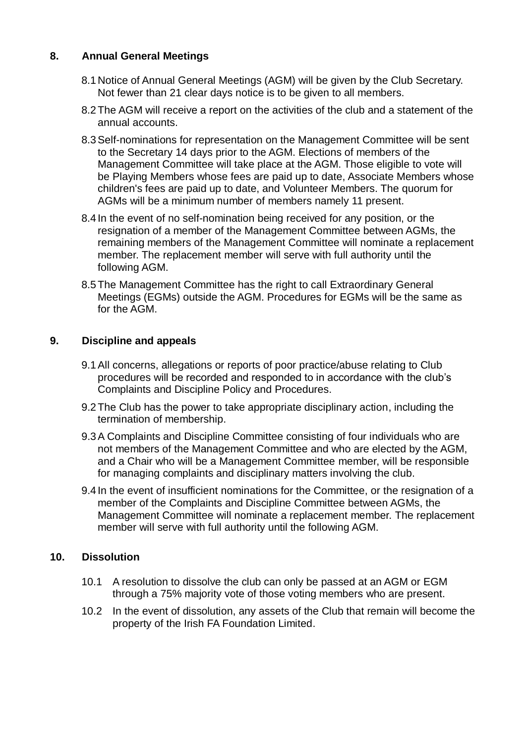## 8. Annual General Meetings

8.1 Notice of Annual General Meetings (AGM) will be given by the Club Secretary. Not fewer than 21 clear days notice is to be given to all members.

8.2 The AGM will receive a report on the activities of the club and a statement of the annual accounts.

8.3 Self-nominations for representation on the Management Committee will be sent to the Secretary 14 days prior to the AGM. Elections of members of the Management Committee will take place at the AGM. Those eligible to vote will be Playing Members whose fees are paid up to date, Associate Members whose children's fees are paid up to date, and Volunteer Members. The quorum for AGMs will be a minimum number of members namely 11 present.

8.4 In the event of no self-nomination being received for any position, or the resignation of a member of the Management Committee between AGMs, the remaining members of the Management Committee will nominate a replacement member. The replacement member will serve with full authority until the following AGM.

8.5 The Management Committee has the right to call Extraordinary General Meetings (EGMs) outside the AGM. Procedures for EGMs will be the same as for the AGM.

## 9. Discipline and appeals

9.1 All concerns, allegations or reports of poor practice/abuse relating to Club procedures will be recorded and responded to in accordance with the club's Complaints and Discipline Policy and Procedures.

9.2 The Club has the power to take appropriate disciplinary action, including the termination of membership.

9.3 A Complaints and Discipline Committee consisting of four individuals who are not members of the Management Committee and who are elected by the AGM, and a Chair who will be a Management Committee member, will be responsible for managing complaints and disciplinary matters involving the club.

9.4 In the event of insufficient nominations for the Committee, or the resignation of a member of the Complaints and Discipline Committee between AGMs, the Management Committee will nominate a replacement member. The replacement member will serve with full authority until the following AGM.

## 10. Dissolution

10.1 A resolution to dissolve the club can only be passed at an AGM or EGM through a 75% majority vote of those voting members who are present.

10.2 In the event of dissolution, any assets of the Club that remain will become the property of the Irish FA Foundation Limited.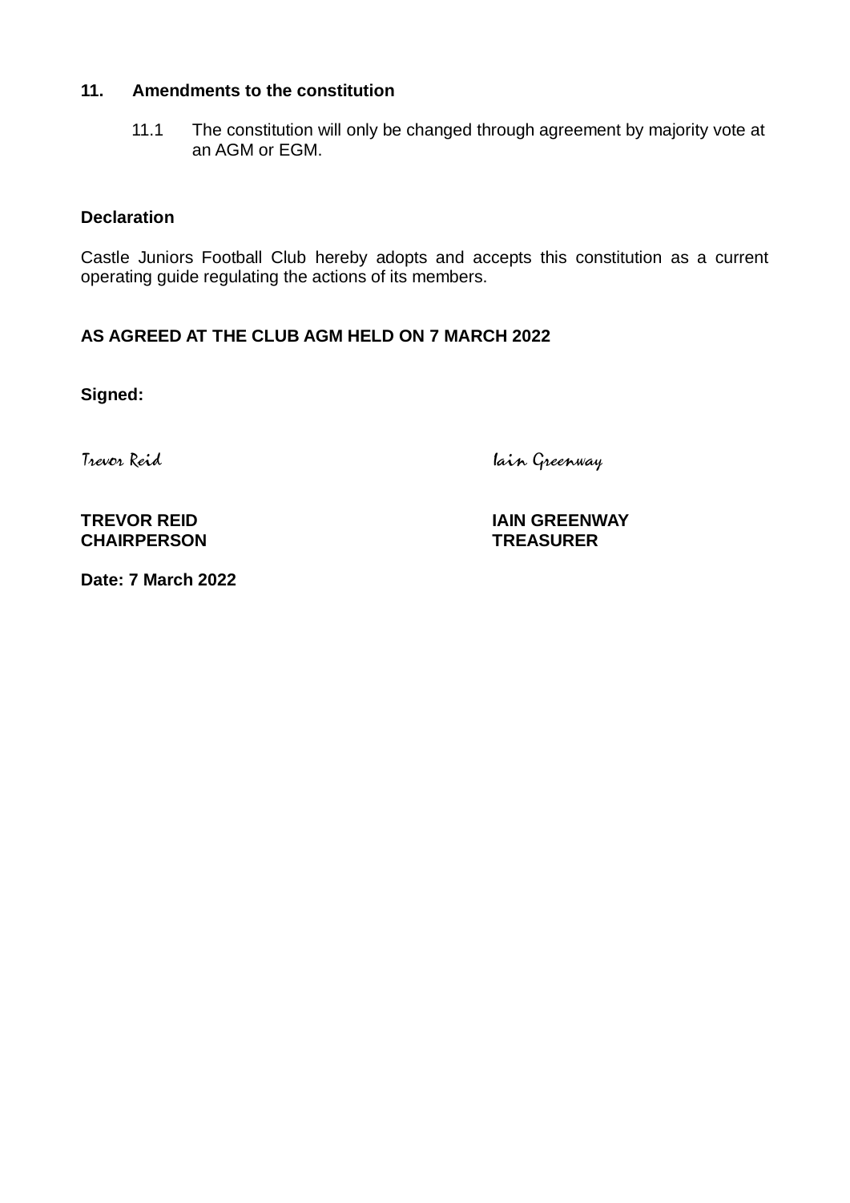## 11. Amendments to the constitution

11.1 The constitution will only be changed through agreement by majority vote at an AGM or EGM.

**Declaration**

Castle Juniors Football Club hereby adopts and accepts this constitution as a current operating guide regulating the actions of its members.

**AS AGREED AT THE CLUB AGM HELD ON 7 MARCH 2022**

**Signed:**

*Trevor Reid*

**TREVOR REID**
**CHAIRPERSON**

*Iain Greenway*

**IAIN GREENWAY**
**TREASURER**

**Date: 7 March 2022**